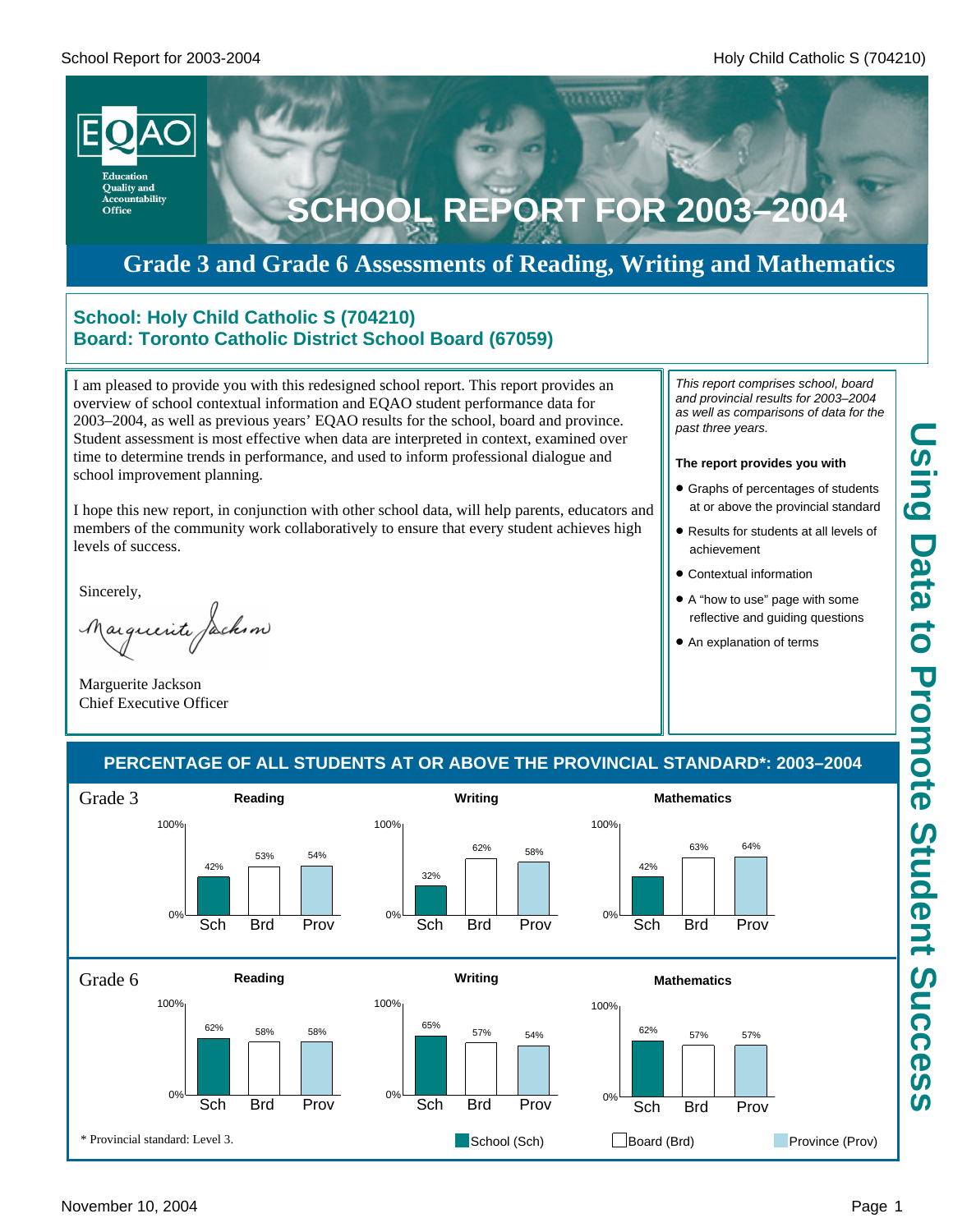# SCHOOL REPORT FOR 2003–2004

EQAO — Education Quality and Accountability Office

## Grade 3 and Grade 6 Assessments of Reading, Writing and Mathematics

### School: Holy Child Catholic S (704210)
### Board: Toronto Catholic District School Board (67059)

I am pleased to provide you with this redesigned school report. This report provides an overview of school contextual information and EQAO student performance data for 2003–2004, as well as previous years' EQAO results for the school, board and province. Student assessment is most effective when data are interpreted in context, examined over time to determine trends in performance, and used to inform professional dialogue and school improvement planning.

I hope this new report, in conjunction with other school data, will help parents, educators and members of the community work collaboratively to ensure that every student achieves high levels of success.

Sincerely,

Marguerite Jackson
Chief Executive Officer

*This report comprises school, board and provincial results for 2003–2004 as well as comparisons of data for the past three years.*

**The report provides you with**

- Graphs of percentages of students at or above the provincial standard
- Results for students at all levels of achievement
- Contextual information
- A "how to use" page with some reflective and guiding questions
- An explanation of terms

**Using Data to Promote Student Success**

## PERCENTAGE OF ALL STUDENTS AT OR ABOVE THE PROVINCIAL STANDARD*: 2003–2004

| | Subject | School (Sch) | Board (Brd) | Province (Prov) |
|---|---|---|---|---|
| Grade 3 | Reading | 42% | 53% | 54% |
| Grade 3 | Writing | 32% | 62% | 58% |
| Grade 3 | Mathematics | 42% | 63% | 64% |
| Grade 6 | Reading | 62% | 58% | 58% |
| Grade 6 | Writing | 65% | 57% | 54% |
| Grade 6 | Mathematics | 62% | 57% | 57% |

\* Provincial standard: Level 3.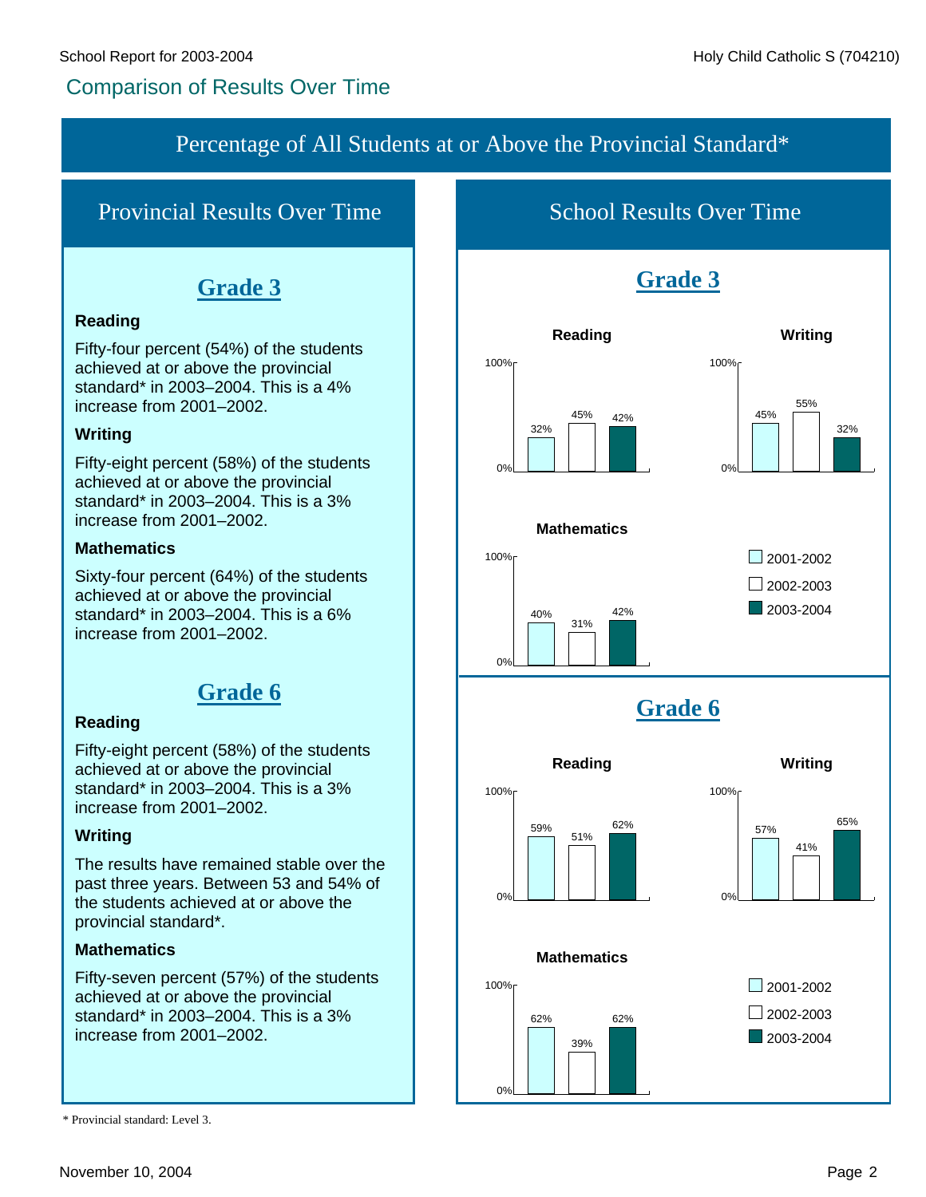## Comparison of Results Over Time

### Percentage of All Students at or Above the Provincial Standard*

### Provincial Results Over Time

#### Grade 3

**Reading**

Fifty-four percent (54%) of the students achieved at or above the provincial standard* in 2003–2004. This is a 4% increase from 2001–2002.

**Writing**

Fifty-eight percent (58%) of the students achieved at or above the provincial standard* in 2003–2004. This is a 3% increase from 2001–2002.

**Mathematics**

Sixty-four percent (64%) of the students achieved at or above the provincial standard* in 2003–2004. This is a 6% increase from 2001–2002.

#### Grade 6

**Reading**

Fifty-eight percent (58%) of the students achieved at or above the provincial standard* in 2003–2004. This is a 3% increase from 2001–2002.

**Writing**

The results have remained stable over the past three years. Between 53 and 54% of the students achieved at or above the provincial standard*.

**Mathematics**

Fifty-seven percent (57%) of the students achieved at or above the provincial standard* in 2003–2004. This is a 3% increase from 2001–2002.

### School Results Over Time

#### Grade 3

| | 2001-2002 | 2002-2003 | 2003-2004 |
|---|---|---|---|
| Reading | 32% | 45% | 42% |
| Writing | 45% | 55% | 32% |
| Mathematics | 40% | 31% | 42% |

#### Grade 6

| | 2001-2002 | 2002-2003 | 2003-2004 |
|---|---|---|---|
| Reading | 59% | 51% | 62% |
| Writing | 57% | 41% | 65% |
| Mathematics | 62% | 39% | 62% |

* Provincial standard: Level 3.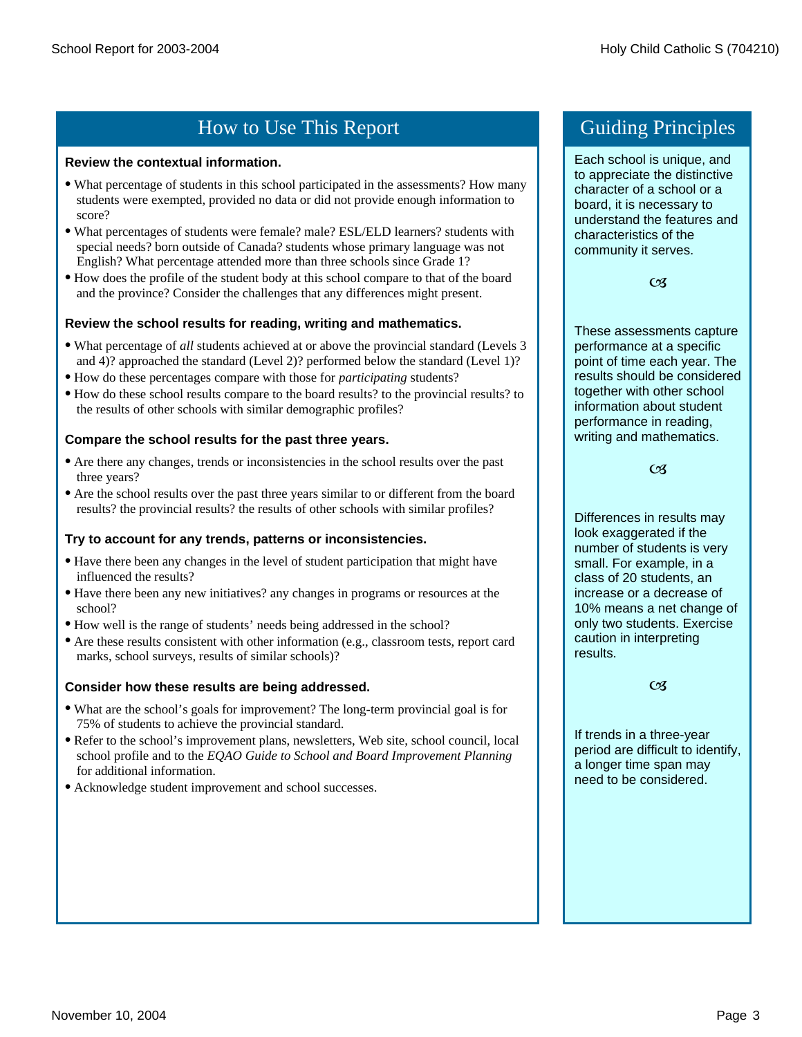## How to Use This Report

**Review the contextual information.**

- What percentage of students in this school participated in the assessments? How many students were exempted, provided no data or did not provide enough information to score?
- What percentages of students were female? male? ESL/ELD learners? students with special needs? born outside of Canada? students whose primary language was not English? What percentage attended more than three schools since Grade 1?
- How does the profile of the student body at this school compare to that of the board and the province? Consider the challenges that any differences might present.

**Review the school results for reading, writing and mathematics.**

- What percentage of *all* students achieved at or above the provincial standard (Levels 3 and 4)? approached the standard (Level 2)? performed below the standard (Level 1)?
- How do these percentages compare with those for *participating* students?
- How do these school results compare to the board results? to the provincial results? to the results of other schools with similar demographic profiles?

**Compare the school results for the past three years.**

- Are there any changes, trends or inconsistencies in the school results over the past three years?
- Are the school results over the past three years similar to or different from the board results? the provincial results? the results of other schools with similar profiles?

**Try to account for any trends, patterns or inconsistencies.**

- Have there been any changes in the level of student participation that might have influenced the results?
- Have there been any new initiatives? any changes in programs or resources at the school?
- How well is the range of students' needs being addressed in the school?
- Are these results consistent with other information (e.g., classroom tests, report card marks, school surveys, results of similar schools)?

**Consider how these results are being addressed.**

- What are the school's goals for improvement? The long-term provincial goal is for 75% of students to achieve the provincial standard.
- Refer to the school's improvement plans, newsletters, Web site, school council, local school profile and to the *EQAO Guide to School and Board Improvement Planning* for additional information.
- Acknowledge student improvement and school successes.

## Guiding Principles

Each school is unique, and to appreciate the distinctive character of a school or a board, it is necessary to understand the features and characteristics of the community it serves.

These assessments capture performance at a specific point of time each year. The results should be considered together with other school information about student performance in reading, writing and mathematics.

Differences in results may look exaggerated if the number of students is very small. For example, in a class of 20 students, an increase or a decrease of 10% means a net change of only two students. Exercise caution in interpreting results.

If trends in a three-year period are difficult to identify, a longer time span may need to be considered.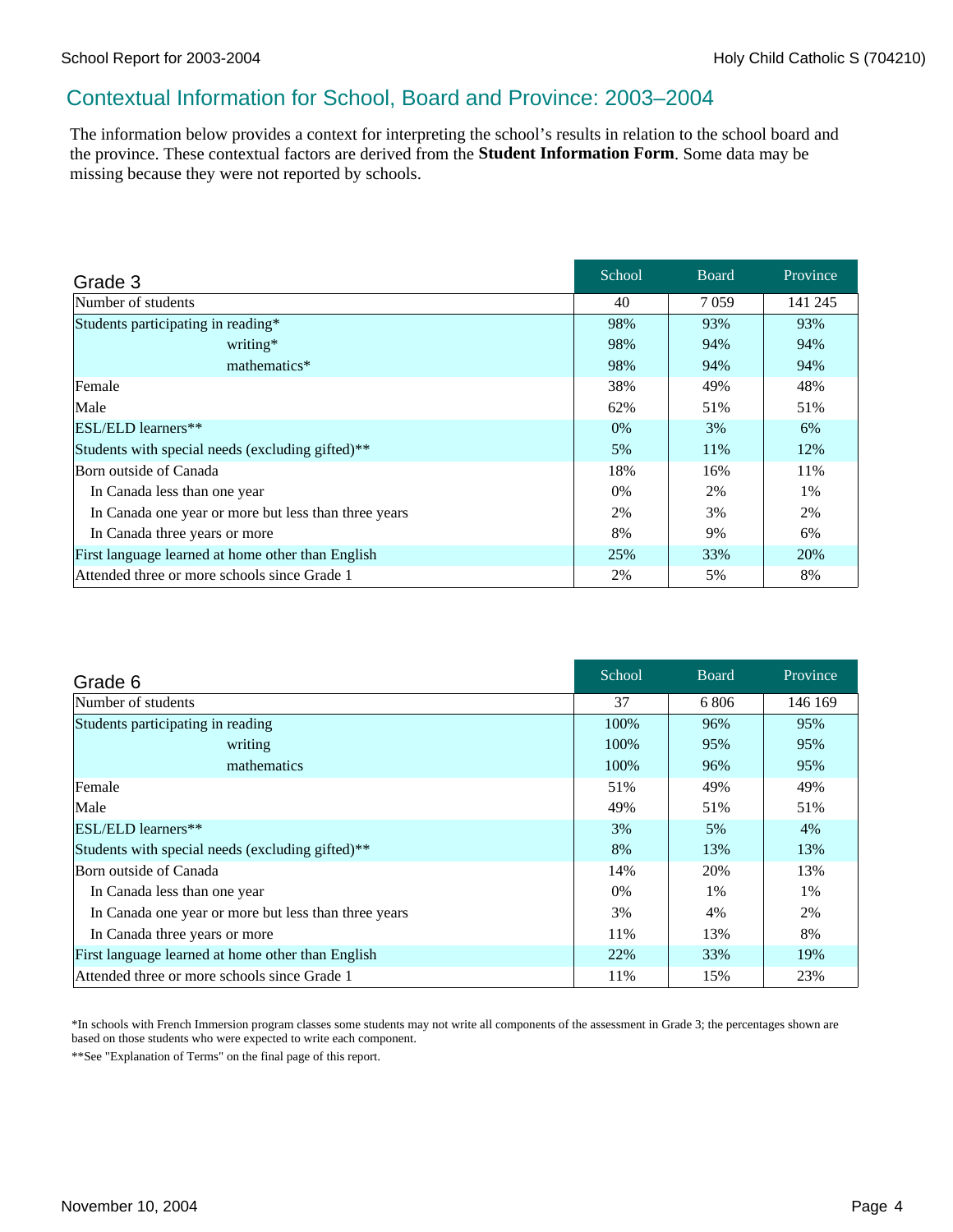## Contextual Information for School, Board and Province: 2003–2004

The information below provides a context for interpreting the school's results in relation to the school board and the province. These contextual factors are derived from the **Student Information Form**. Some data may be missing because they were not reported by schools.

| Grade 3 | School | Board | Province |
|---|---|---|---|
| Number of students | 40 | 7 059 | 141 245 |
| Students participating in reading* | 98% | 93% | 93% |
| writing* | 98% | 94% | 94% |
| mathematics* | 98% | 94% | 94% |
| Female | 38% | 49% | 48% |
| Male | 62% | 51% | 51% |
| ESL/ELD learners** | 0% | 3% | 6% |
| Students with special needs (excluding gifted)** | 5% | 11% | 12% |
| Born outside of Canada | 18% | 16% | 11% |
| In Canada less than one year | 0% | 2% | 1% |
| In Canada one year or more but less than three years | 2% | 3% | 2% |
| In Canada three years or more | 8% | 9% | 6% |
| First language learned at home other than English | 25% | 33% | 20% |
| Attended three or more schools since Grade 1 | 2% | 5% | 8% |

| Grade 6 | School | Board | Province |
|---|---|---|---|
| Number of students | 37 | 6 806 | 146 169 |
| Students participating in reading | 100% | 96% | 95% |
| writing | 100% | 95% | 95% |
| mathematics | 100% | 96% | 95% |
| Female | 51% | 49% | 49% |
| Male | 49% | 51% | 51% |
| ESL/ELD learners** | 3% | 5% | 4% |
| Students with special needs (excluding gifted)** | 8% | 13% | 13% |
| Born outside of Canada | 14% | 20% | 13% |
| In Canada less than one year | 0% | 1% | 1% |
| In Canada one year or more but less than three years | 3% | 4% | 2% |
| In Canada three years or more | 11% | 13% | 8% |
| First language learned at home other than English | 22% | 33% | 19% |
| Attended three or more schools since Grade 1 | 11% | 15% | 23% |

*In schools with French Immersion program classes some students may not write all components of the assessment in Grade 3; the percentages shown are based on those students who were expected to write each component.

**See "Explanation of Terms" on the final page of this report.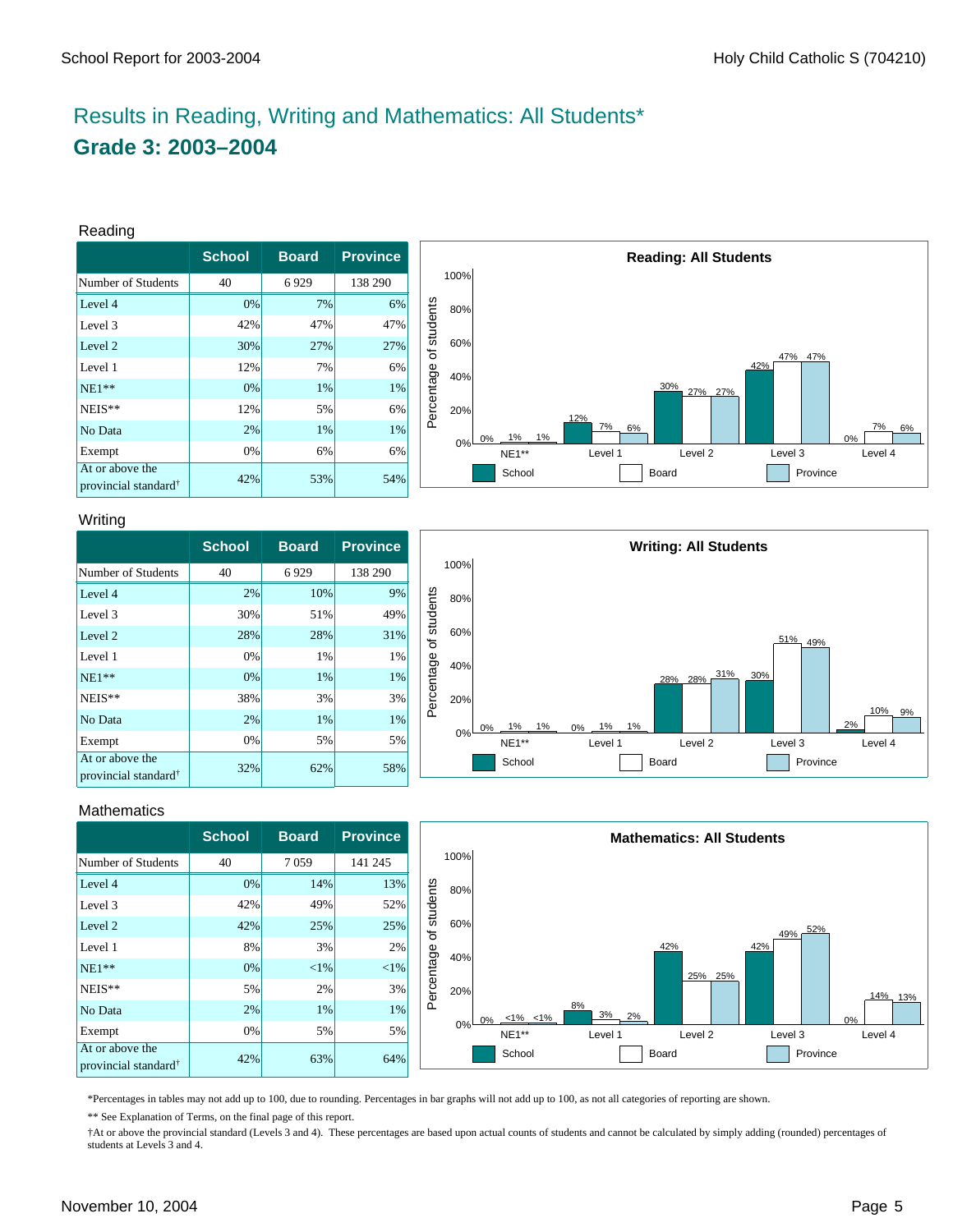# Results in Reading, Writing and Mathematics: All Students*

## Grade 3: 2003–2004

### Reading

| | School | Board | Province |
|---|---|---|---|
| Number of Students | 40 | 6 929 | 138 290 |
| Level 4 | 0% | 7% | 6% |
| Level 3 | 42% | 47% | 47% |
| Level 2 | 30% | 27% | 27% |
| Level 1 | 12% | 7% | 6% |
| NE1** | 0% | 1% | 1% |
| NEIS** | 12% | 5% | 6% |
| No Data | 2% | 1% | 1% |
| Exempt | 0% | 6% | 6% |
| At or above the provincial standard† | 42% | 53% | 54% |

**Reading: All Students**

| | NE1** | Level 1 | Level 2 | Level 3 | Level 4 |
|---|---|---|---|---|---|
| School | 0% | 12% | 30% | 42% | 0% |
| Board | 1% | 7% | 27% | 47% | 7% |
| Province | 1% | 6% | 27% | 47% | 6% |

### Writing

| | School | Board | Province |
|---|---|---|---|
| Number of Students | 40 | 6 929 | 138 290 |
| Level 4 | 2% | 10% | 9% |
| Level 3 | 30% | 51% | 49% |
| Level 2 | 28% | 28% | 31% |
| Level 1 | 0% | 1% | 1% |
| NE1** | 0% | 1% | 1% |
| NEIS** | 38% | 3% | 3% |
| No Data | 2% | 1% | 1% |
| Exempt | 0% | 5% | 5% |
| At or above the provincial standard† | 32% | 62% | 58% |

**Writing: All Students**

| | NE1** | Level 1 | Level 2 | Level 3 | Level 4 |
|---|---|---|---|---|---|
| School | 0% | 0% | 28% | 30% | 2% |
| Board | 1% | 1% | 28% | 51% | 10% |
| Province | 1% | 1% | 31% | 49% | 9% |

### Mathematics

| | School | Board | Province |
|---|---|---|---|
| Number of Students | 40 | 7 059 | 141 245 |
| Level 4 | 0% | 14% | 13% |
| Level 3 | 42% | 49% | 52% |
| Level 2 | 42% | 25% | 25% |
| Level 1 | 8% | 3% | 2% |
| NE1** | 0% | <1% | <1% |
| NEIS** | 5% | 2% | 3% |
| No Data | 2% | 1% | 1% |
| Exempt | 0% | 5% | 5% |
| At or above the provincial standard† | 42% | 63% | 64% |

**Mathematics: All Students**

| | NE1** | Level 1 | Level 2 | Level 3 | Level 4 |
|---|---|---|---|---|---|
| School | 0% | 8% | 42% | 42% | 0% |
| Board | <1% | 3% | 25% | 49% | 14% |
| Province | <1% | 2% | 25% | 52% | 13% |

*Percentages in tables may not add up to 100, due to rounding. Percentages in bar graphs will not add up to 100, as not all categories of reporting are shown.

** See Explanation of Terms, on the final page of this report.

†At or above the provincial standard (Levels 3 and 4). These percentages are based upon actual counts of students and cannot be calculated by simply adding (rounded) percentages of students at Levels 3 and 4.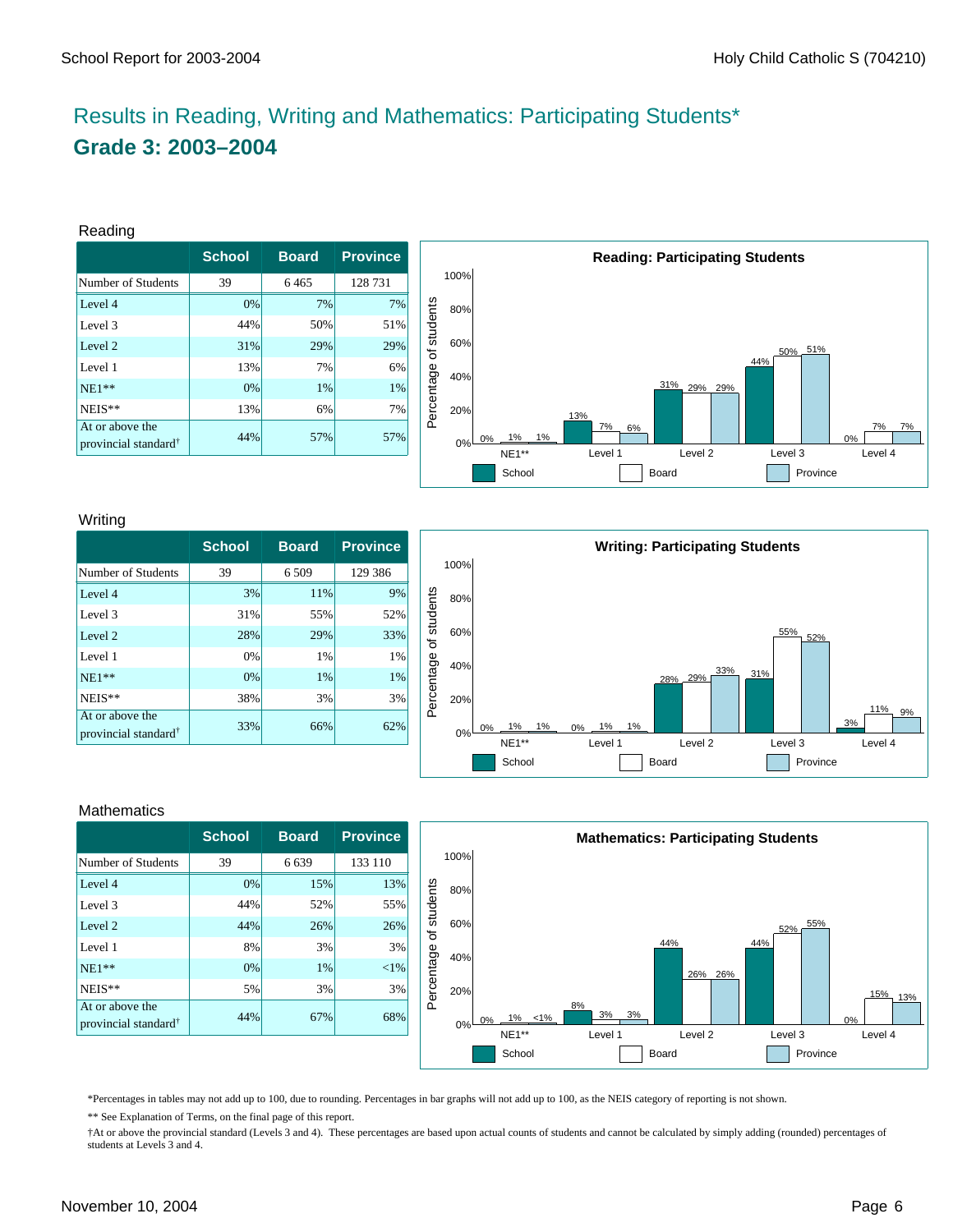# Results in Reading, Writing and Mathematics: Participating Students*

## Grade 3: 2003–2004

### Reading

| | School | Board | Province |
|---|---|---|---|
| Number of Students | 39 | 6 465 | 128 731 |
| Level 4 | 0% | 7% | 7% |
| Level 3 | 44% | 50% | 51% |
| Level 2 | 31% | 29% | 29% |
| Level 1 | 13% | 7% | 6% |
| NE1** | 0% | 1% | 1% |
| NEIS** | 13% | 6% | 7% |
| At or above the provincial standard† | 44% | 57% | 57% |

**Reading: Participating Students**

| | NE1** | Level 1 | Level 2 | Level 3 | Level 4 |
|---|---|---|---|---|---|
| School | 0% | 13% | 31% | 44% | 0% |
| Board | 1% | 7% | 29% | 50% | 7% |
| Province | 1% | 6% | 29% | 51% | 7% |

### Writing

| | School | Board | Province |
|---|---|---|---|
| Number of Students | 39 | 6 509 | 129 386 |
| Level 4 | 3% | 11% | 9% |
| Level 3 | 31% | 55% | 52% |
| Level 2 | 28% | 29% | 33% |
| Level 1 | 0% | 1% | 1% |
| NE1** | 0% | 1% | 1% |
| NEIS** | 38% | 3% | 3% |
| At or above the provincial standard† | 33% | 66% | 62% |

**Writing: Participating Students**

| | NE1** | Level 1 | Level 2 | Level 3 | Level 4 |
|---|---|---|---|---|---|
| School | 0% | 0% | 28% | 31% | 3% |
| Board | 1% | 1% | 29% | 55% | 11% |
| Province | 1% | 1% | 33% | 52% | 9% |

### Mathematics

| | School | Board | Province |
|---|---|---|---|
| Number of Students | 39 | 6 639 | 133 110 |
| Level 4 | 0% | 15% | 13% |
| Level 3 | 44% | 52% | 55% |
| Level 2 | 44% | 26% | 26% |
| Level 1 | 8% | 3% | 3% |
| NE1** | 0% | 1% | <1% |
| NEIS** | 5% | 3% | 3% |
| At or above the provincial standard† | 44% | 67% | 68% |

**Mathematics: Participating Students**

| | NE1** | Level 1 | Level 2 | Level 3 | Level 4 |
|---|---|---|---|---|---|
| School | 0% | 8% | 44% | 44% | 0% |
| Board | 1% | 3% | 26% | 52% | 15% |
| Province | <1% | 3% | 26% | 55% | 13% |

*Percentages in tables may not add up to 100, due to rounding. Percentages in bar graphs will not add up to 100, as the NEIS category of reporting is not shown.

** See Explanation of Terms, on the final page of this report.

†At or above the provincial standard (Levels 3 and 4). These percentages are based upon actual counts of students and cannot be calculated by simply adding (rounded) percentages of students at Levels 3 and 4.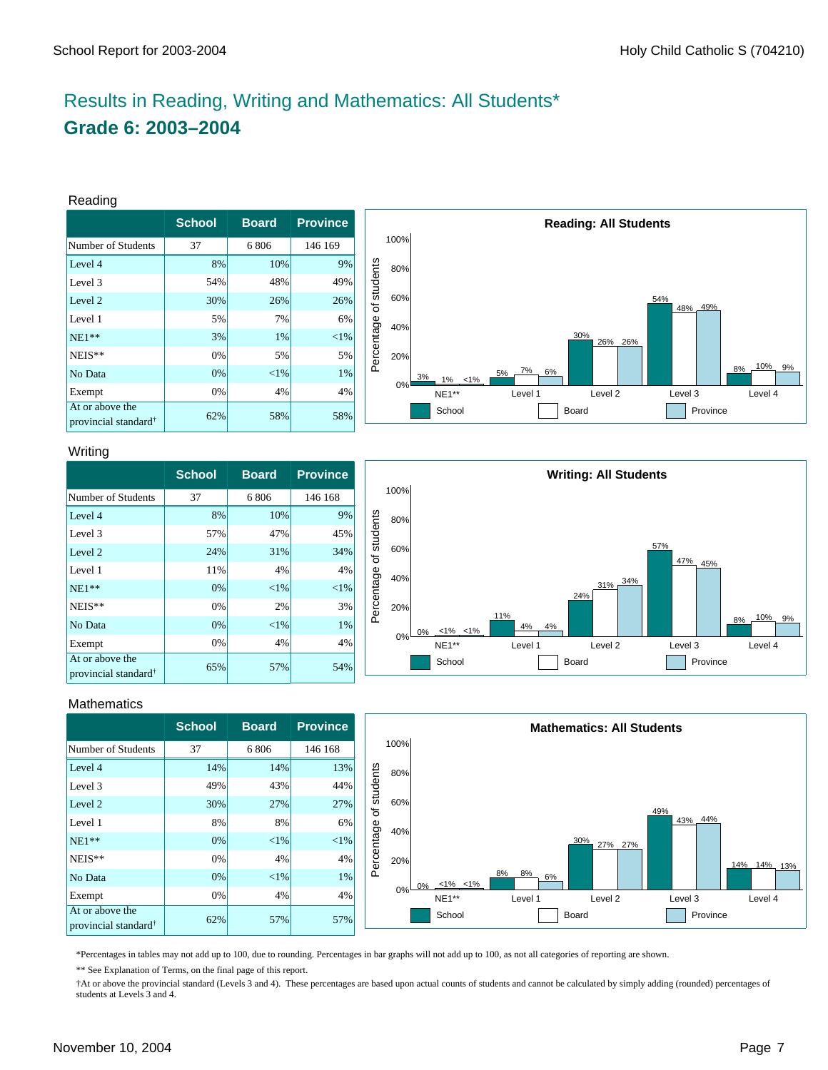# Results in Reading, Writing and Mathematics: All Students*

## Grade 6: 2003–2004

### Reading

| | School | Board | Province |
|---|---|---|---|
| Number of Students | 37 | 6 806 | 146 169 |
| Level 4 | 8% | 10% | 9% |
| Level 3 | 54% | 48% | 49% |
| Level 2 | 30% | 26% | 26% |
| Level 1 | 5% | 7% | 6% |
| NE1** | 3% | 1% | <1% |
| NEIS** | 0% | 5% | 5% |
| No Data | 0% | <1% | 1% |
| Exempt | 0% | 4% | 4% |
| At or above the provincial standard† | 62% | 58% | 58% |

**Reading: All Students**

| Percentage of students | NE1** | Level 1 | Level 2 | Level 3 | Level 4 |
|---|---|---|---|---|---|
| School | 3% | 5% | 30% | 54% | 8% |
| Board | 1% | 7% | 26% | 48% | 10% |
| Province | <1% | 6% | 26% | 49% | 9% |

### Writing

| | School | Board | Province |
|---|---|---|---|
| Number of Students | 37 | 6 806 | 146 168 |
| Level 4 | 8% | 10% | 9% |
| Level 3 | 57% | 47% | 45% |
| Level 2 | 24% | 31% | 34% |
| Level 1 | 11% | 4% | 4% |
| NE1** | 0% | <1% | <1% |
| NEIS** | 0% | 2% | 3% |
| No Data | 0% | <1% | 1% |
| Exempt | 0% | 4% | 4% |
| At or above the provincial standard† | 65% | 57% | 54% |

**Writing: All Students**

| Percentage of students | NE1** | Level 1 | Level 2 | Level 3 | Level 4 |
|---|---|---|---|---|---|
| School | 0% | 11% | 24% | 57% | 8% |
| Board | <1% | 4% | 31% | 47% | 10% |
| Province | <1% | 4% | 34% | 45% | 9% |

### Mathematics

| | School | Board | Province |
|---|---|---|---|
| Number of Students | 37 | 6 806 | 146 168 |
| Level 4 | 14% | 14% | 13% |
| Level 3 | 49% | 43% | 44% |
| Level 2 | 30% | 27% | 27% |
| Level 1 | 8% | 8% | 6% |
| NE1** | 0% | <1% | <1% |
| NEIS** | 0% | 4% | 4% |
| No Data | 0% | <1% | 1% |
| Exempt | 0% | 4% | 4% |
| At or above the provincial standard† | 62% | 57% | 57% |

**Mathematics: All Students**

| Percentage of students | NE1** | Level 1 | Level 2 | Level 3 | Level 4 |
|---|---|---|---|---|---|
| School | 0% | 8% | 30% | 49% | 14% |
| Board | <1% | 8% | 27% | 43% | 14% |
| Province | <1% | 6% | 27% | 44% | 13% |

*Percentages in tables may not add up to 100, due to rounding. Percentages in bar graphs will not add up to 100, as not all categories of reporting are shown.

** See Explanation of Terms, on the final page of this report.

†At or above the provincial standard (Levels 3 and 4). These percentages are based upon actual counts of students and cannot be calculated by simply adding (rounded) percentages of students at Levels 3 and 4.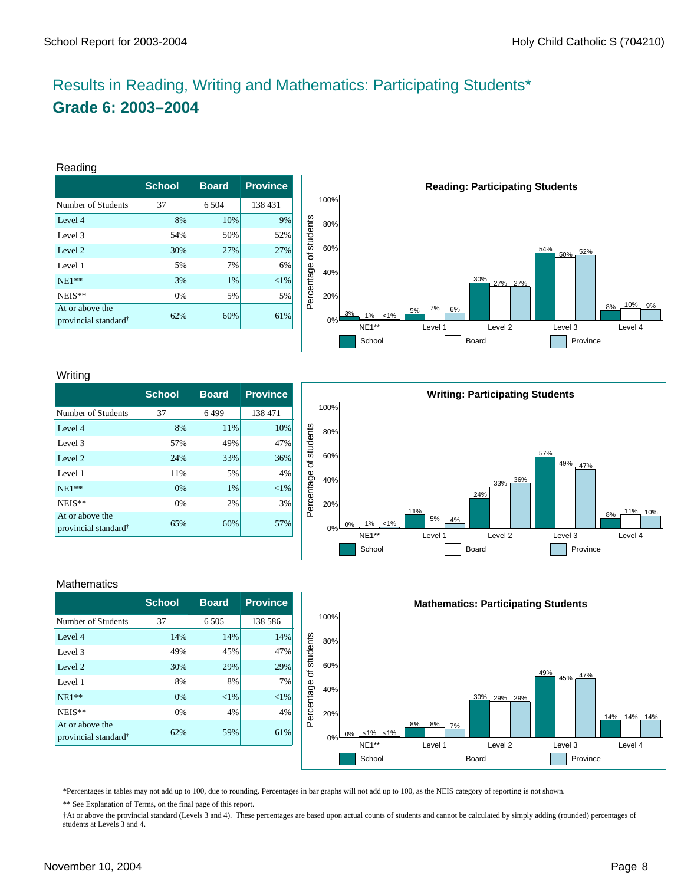# Results in Reading, Writing and Mathematics: Participating Students*

## Grade 6: 2003–2004

### Reading

| | School | Board | Province |
|---|---|---|---|
| Number of Students | 37 | 6 504 | 138 431 |
| Level 4 | 8% | 10% | 9% |
| Level 3 | 54% | 50% | 52% |
| Level 2 | 30% | 27% | 27% |
| Level 1 | 5% | 7% | 6% |
| NE1** | 3% | 1% | <1% |
| NEIS** | 0% | 5% | 5% |
| At or above the provincial standard† | 62% | 60% | 61% |

**Reading: Participating Students**

| | NE1** | Level 1 | Level 2 | Level 3 | Level 4 |
|---|---|---|---|---|---|
| School | 3% | 5% | 30% | 54% | 8% |
| Board | 1% | 7% | 27% | 50% | 10% |
| Province | <1% | 6% | 27% | 52% | 9% |

### Writing

| | School | Board | Province |
|---|---|---|---|
| Number of Students | 37 | 6 499 | 138 471 |
| Level 4 | 8% | 11% | 10% |
| Level 3 | 57% | 49% | 47% |
| Level 2 | 24% | 33% | 36% |
| Level 1 | 11% | 5% | 4% |
| NE1** | 0% | 1% | <1% |
| NEIS** | 0% | 2% | 3% |
| At or above the provincial standard† | 65% | 60% | 57% |

**Writing: Participating Students**

| | NE1** | Level 1 | Level 2 | Level 3 | Level 4 |
|---|---|---|---|---|---|
| School | 0% | 11% | 24% | 57% | 8% |
| Board | 1% | 5% | 33% | 49% | 11% |
| Province | <1% | 4% | 36% | 47% | 10% |

### Mathematics

| | School | Board | Province |
|---|---|---|---|
| Number of Students | 37 | 6 505 | 138 586 |
| Level 4 | 14% | 14% | 14% |
| Level 3 | 49% | 45% | 47% |
| Level 2 | 30% | 29% | 29% |
| Level 1 | 8% | 8% | 7% |
| NE1** | 0% | <1% | <1% |
| NEIS** | 0% | 4% | 4% |
| At or above the provincial standard† | 62% | 59% | 61% |

**Mathematics: Participating Students**

| | NE1** | Level 1 | Level 2 | Level 3 | Level 4 |
|---|---|---|---|---|---|
| School | 0% | 8% | 30% | 49% | 14% |
| Board | <1% | 8% | 29% | 45% | 14% |
| Province | <1% | 7% | 29% | 47% | 14% |

*Percentages in tables may not add up to 100, due to rounding. Percentages in bar graphs will not add up to 100, as the NEIS category of reporting is not shown.

** See Explanation of Terms, on the final page of this report.

†At or above the provincial standard (Levels 3 and 4). These percentages are based upon actual counts of students and cannot be calculated by simply adding (rounded) percentages of students at Levels 3 and 4.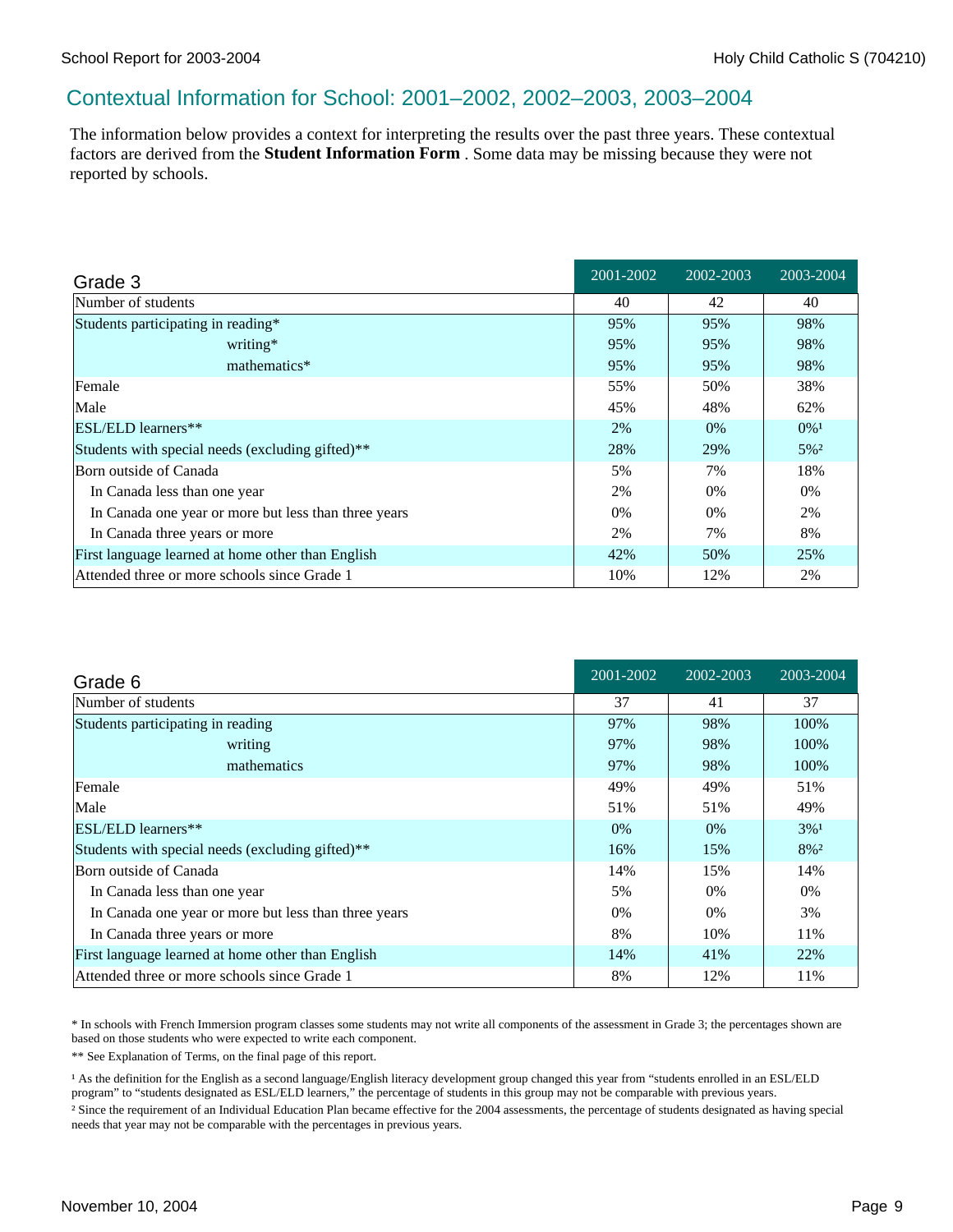## Contextual Information for School: 2001–2002, 2002–2003, 2003–2004

The information below provides a context for interpreting the results over the past three years. These contextual factors are derived from the **Student Information Form** . Some data may be missing because they were not reported by schools.

| Grade 3 | 2001-2002 | 2002-2003 | 2003-2004 |
|---|---|---|---|
| Number of students | 40 | 42 | 40 |
| Students participating in reading* | 95% | 95% | 98% |
| writing* | 95% | 95% | 98% |
| mathematics* | 95% | 95% | 98% |
| Female | 55% | 50% | 38% |
| Male | 45% | 48% | 62% |
| ESL/ELD learners** | 2% | 0% | 0%[1] |
| Students with special needs (excluding gifted)** | 28% | 29% | 5%[2] |
| Born outside of Canada | 5% | 7% | 18% |
| In Canada less than one year | 2% | 0% | 0% |
| In Canada one year or more but less than three years | 0% | 0% | 2% |
| In Canada three years or more | 2% | 7% | 8% |
| First language learned at home other than English | 42% | 50% | 25% |
| Attended three or more schools since Grade 1 | 10% | 12% | 2% |

| Grade 6 | 2001-2002 | 2002-2003 | 2003-2004 |
|---|---|---|---|
| Number of students | 37 | 41 | 37 |
| Students participating in reading | 97% | 98% | 100% |
| writing | 97% | 98% | 100% |
| mathematics | 97% | 98% | 100% |
| Female | 49% | 49% | 51% |
| Male | 51% | 51% | 49% |
| ESL/ELD learners** | 0% | 0% | 3%[1] |
| Students with special needs (excluding gifted)** | 16% | 15% | 8%[2] |
| Born outside of Canada | 14% | 15% | 14% |
| In Canada less than one year | 5% | 0% | 0% |
| In Canada one year or more but less than three years | 0% | 0% | 3% |
| In Canada three years or more | 8% | 10% | 11% |
| First language learned at home other than English | 14% | 41% | 22% |
| Attended three or more schools since Grade 1 | 8% | 12% | 11% |

\* In schools with French Immersion program classes some students may not write all components of the assessment in Grade 3; the percentages shown are based on those students who were expected to write each component.

** See Explanation of Terms, on the final page of this report.

[1] As the definition for the English as a second language/English literacy development group changed this year from "students enrolled in an ESL/ELD program" to "students designated as ESL/ELD learners," the percentage of students in this group may not be comparable with previous years.

[2] Since the requirement of an Individual Education Plan became effective for the 2004 assessments, the percentage of students designated as having special needs that year may not be comparable with the percentages in previous years.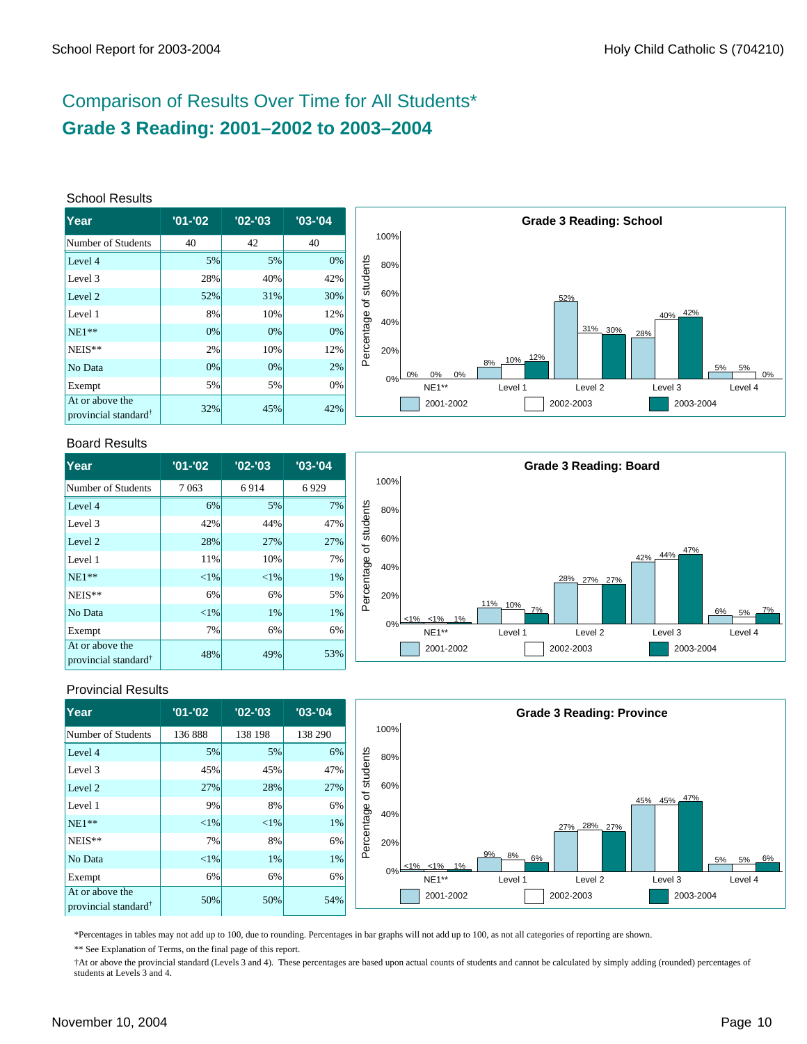# Comparison of Results Over Time for All Students*

## Grade 3 Reading: 2001–2002 to 2003–2004

### School Results

| Year | '01-'02 | '02-'03 | '03-'04 |
|---|---|---|---|
| Number of Students | 40 | 42 | 40 |
| Level 4 | 5% | 5% | 0% |
| Level 3 | 28% | 40% | 42% |
| Level 2 | 52% | 31% | 30% |
| Level 1 | 8% | 10% | 12% |
| NE1** | 0% | 0% | 0% |
| NEIS** | 2% | 10% | 12% |
| No Data | 0% | 0% | 2% |
| Exempt | 5% | 5% | 0% |
| At or above the provincial standard† | 32% | 45% | 42% |

**Grade 3 Reading: School**

| | 2001-2002 | 2002-2003 | 2003-2004 |
|---|---|---|---|
| NE1** | 0% | 0% | 0% |
| Level 1 | 8% | 10% | 12% |
| Level 2 | 52% | 31% | 30% |
| Level 3 | 28% | 40% | 42% |
| Level 4 | 5% | 5% | 0% |

### Board Results

| Year | '01-'02 | '02-'03 | '03-'04 |
|---|---|---|---|
| Number of Students | 7 063 | 6 914 | 6 929 |
| Level 4 | 6% | 5% | 7% |
| Level 3 | 42% | 44% | 47% |
| Level 2 | 28% | 27% | 27% |
| Level 1 | 11% | 10% | 7% |
| NE1** | <1% | <1% | 1% |
| NEIS** | 6% | 6% | 5% |
| No Data | <1% | 1% | 1% |
| Exempt | 7% | 6% | 6% |
| At or above the provincial standard† | 48% | 49% | 53% |

**Grade 3 Reading: Board**

| | 2001-2002 | 2002-2003 | 2003-2004 |
|---|---|---|---|
| NE1** | <1% | <1% | 1% |
| Level 1 | 11% | 10% | 7% |
| Level 2 | 28% | 27% | 27% |
| Level 3 | 42% | 44% | 47% |
| Level 4 | 6% | 5% | 7% |

### Provincial Results

| Year | '01-'02 | '02-'03 | '03-'04 |
|---|---|---|---|
| Number of Students | 136 888 | 138 198 | 138 290 |
| Level 4 | 5% | 5% | 6% |
| Level 3 | 45% | 45% | 47% |
| Level 2 | 27% | 28% | 27% |
| Level 1 | 9% | 8% | 6% |
| NE1** | <1% | <1% | 1% |
| NEIS** | 7% | 8% | 6% |
| No Data | <1% | 1% | 1% |
| Exempt | 6% | 6% | 6% |
| At or above the provincial standard† | 50% | 50% | 54% |

**Grade 3 Reading: Province**

| | 2001-2002 | 2002-2003 | 2003-2004 |
|---|---|---|---|
| NE1** | <1% | <1% | 1% |
| Level 1 | 9% | 8% | 6% |
| Level 2 | 27% | 28% | 27% |
| Level 3 | 45% | 45% | 47% |
| Level 4 | 5% | 5% | 6% |

*Percentages in tables may not add up to 100, due to rounding. Percentages in bar graphs will not add up to 100, as not all categories of reporting are shown.

** See Explanation of Terms, on the final page of this report.

†At or above the provincial standard (Levels 3 and 4). These percentages are based upon actual counts of students and cannot be calculated by simply adding (rounded) percentages of students at Levels 3 and 4.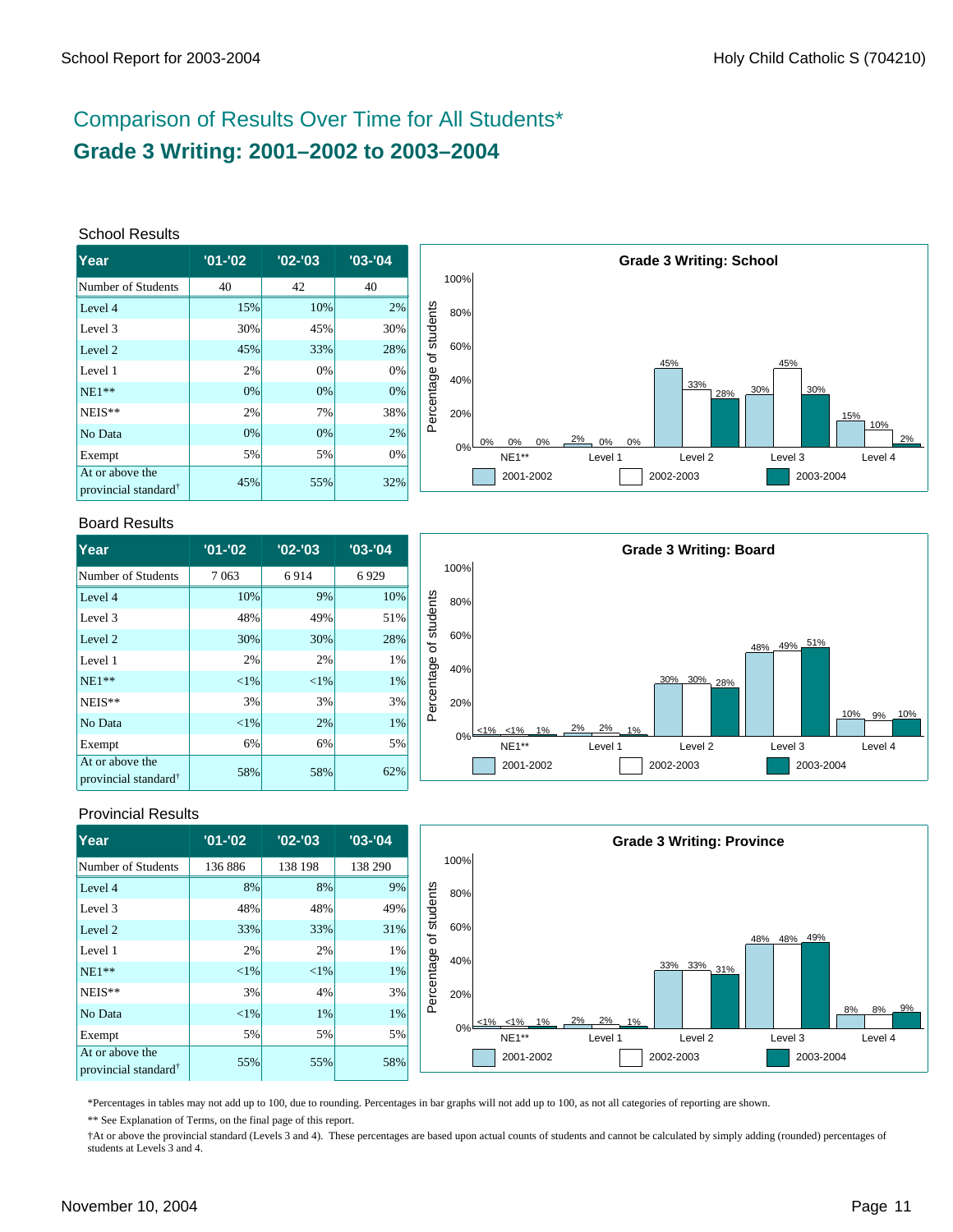# Comparison of Results Over Time for All Students*

## Grade 3 Writing: 2001–2002 to 2003–2004

### School Results

| Year | '01-'02 | '02-'03 | '03-'04 |
|---|---|---|---|
| Number of Students | 40 | 42 | 40 |
| Level 4 | 15% | 10% | 2% |
| Level 3 | 30% | 45% | 30% |
| Level 2 | 45% | 33% | 28% |
| Level 1 | 2% | 0% | 0% |
| NE1** | 0% | 0% | 0% |
| NEIS** | 2% | 7% | 38% |
| No Data | 0% | 0% | 2% |
| Exempt | 5% | 5% | 0% |
| At or above the provincial standard† | 45% | 55% | 32% |

**Grade 3 Writing: School**

| Percentage of students | 2001-2002 | 2002-2003 | 2003-2004 |
|---|---|---|---|
| NE1** | 0% | 0% | 0% |
| Level 1 | 2% | 0% | 0% |
| Level 2 | 45% | 33% | 28% |
| Level 3 | 30% | 45% | 30% |
| Level 4 | 15% | 10% | 2% |

### Board Results

| Year | '01-'02 | '02-'03 | '03-'04 |
|---|---|---|---|
| Number of Students | 7 063 | 6 914 | 6 929 |
| Level 4 | 10% | 9% | 10% |
| Level 3 | 48% | 49% | 51% |
| Level 2 | 30% | 30% | 28% |
| Level 1 | 2% | 2% | 1% |
| NE1** | <1% | <1% | 1% |
| NEIS** | 3% | 3% | 3% |
| No Data | <1% | 2% | 1% |
| Exempt | 6% | 6% | 5% |
| At or above the provincial standard† | 58% | 58% | 62% |

**Grade 3 Writing: Board**

| Percentage of students | 2001-2002 | 2002-2003 | 2003-2004 |
|---|---|---|---|
| NE1** | <1% | <1% | 1% |
| Level 1 | 2% | 2% | 1% |
| Level 2 | 30% | 30% | 28% |
| Level 3 | 48% | 49% | 51% |
| Level 4 | 10% | 9% | 10% |

### Provincial Results

| Year | '01-'02 | '02-'03 | '03-'04 |
|---|---|---|---|
| Number of Students | 136 886 | 138 198 | 138 290 |
| Level 4 | 8% | 8% | 9% |
| Level 3 | 48% | 48% | 49% |
| Level 2 | 33% | 33% | 31% |
| Level 1 | 2% | 2% | 1% |
| NE1** | <1% | <1% | 1% |
| NEIS** | 3% | 4% | 3% |
| No Data | <1% | 1% | 1% |
| Exempt | 5% | 5% | 5% |
| At or above the provincial standard† | 55% | 55% | 58% |

**Grade 3 Writing: Province**

| Percentage of students | 2001-2002 | 2002-2003 | 2003-2004 |
|---|---|---|---|
| NE1** | <1% | <1% | 1% |
| Level 1 | 2% | 2% | 1% |
| Level 2 | 33% | 33% | 31% |
| Level 3 | 48% | 48% | 49% |
| Level 4 | 8% | 8% | 9% |

*Percentages in tables may not add up to 100, due to rounding. Percentages in bar graphs will not add up to 100, as not all categories of reporting are shown.

** See Explanation of Terms, on the final page of this report.

†At or above the provincial standard (Levels 3 and 4). These percentages are based upon actual counts of students and cannot be calculated by simply adding (rounded) percentages of students at Levels 3 and 4.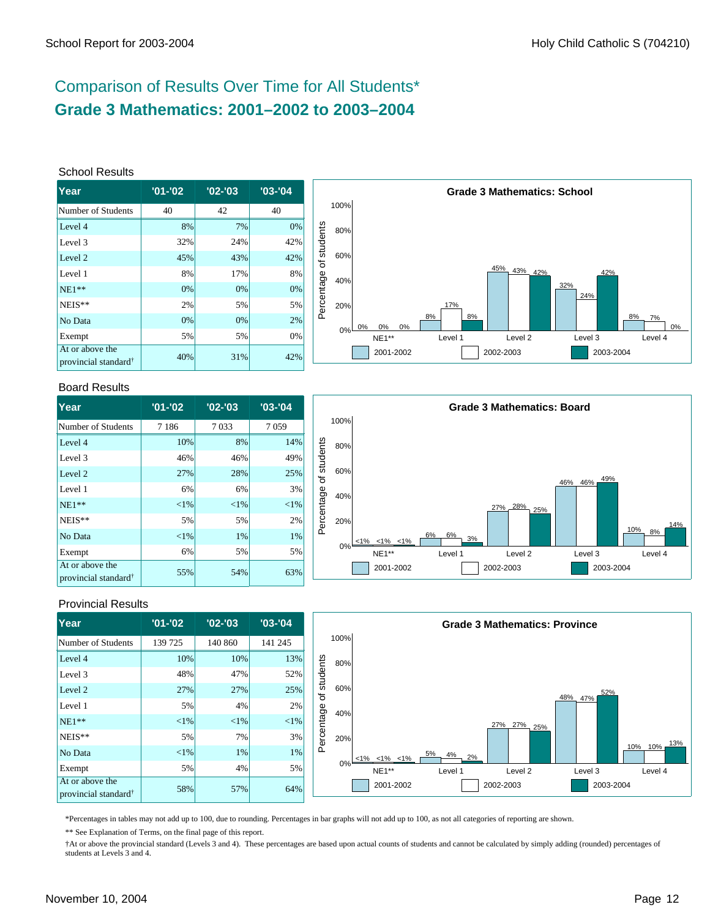# Comparison of Results Over Time for All Students*

## Grade 3 Mathematics: 2001–2002 to 2003–2004

### School Results

| Year | '01-'02 | '02-'03 | '03-'04 |
|---|---|---|---|
| Number of Students | 40 | 42 | 40 |
| Level 4 | 8% | 7% | 0% |
| Level 3 | 32% | 24% | 42% |
| Level 2 | 45% | 43% | 42% |
| Level 1 | 8% | 17% | 8% |
| NE1** | 0% | 0% | 0% |
| NEIS** | 2% | 5% | 5% |
| No Data | 0% | 0% | 2% |
| Exempt | 5% | 5% | 0% |
| At or above the provincial standard† | 40% | 31% | 42% |

**Grade 3 Mathematics: School**

| | NE1** | Level 1 | Level 2 | Level 3 | Level 4 |
|---|---|---|---|---|---|
| 2001-2002 | 0% | 8% | 45% | 32% | 8% |
| 2002-2003 | 0% | 17% | 43% | 24% | 7% |
| 2003-2004 | 0% | 8% | 42% | 42% | 0% |

### Board Results

| Year | '01-'02 | '02-'03 | '03-'04 |
|---|---|---|---|
| Number of Students | 7 186 | 7 033 | 7 059 |
| Level 4 | 10% | 8% | 14% |
| Level 3 | 46% | 46% | 49% |
| Level 2 | 27% | 28% | 25% |
| Level 1 | 6% | 6% | 3% |
| NE1** | <1% | <1% | <1% |
| NEIS** | 5% | 5% | 2% |
| No Data | <1% | 1% | 1% |
| Exempt | 6% | 5% | 5% |
| At or above the provincial standard† | 55% | 54% | 63% |

**Grade 3 Mathematics: Board**

| | NE1** | Level 1 | Level 2 | Level 3 | Level 4 |
|---|---|---|---|---|---|
| 2001-2002 | <1% | 6% | 27% | 46% | 10% |
| 2002-2003 | <1% | 6% | 28% | 46% | 8% |
| 2003-2004 | <1% | 3% | 25% | 49% | 14% |

### Provincial Results

| Year | '01-'02 | '02-'03 | '03-'04 |
|---|---|---|---|
| Number of Students | 139 725 | 140 860 | 141 245 |
| Level 4 | 10% | 10% | 13% |
| Level 3 | 48% | 47% | 52% |
| Level 2 | 27% | 27% | 25% |
| Level 1 | 5% | 4% | 2% |
| NE1** | <1% | <1% | <1% |
| NEIS** | 5% | 7% | 3% |
| No Data | <1% | 1% | 1% |
| Exempt | 5% | 4% | 5% |
| At or above the provincial standard† | 58% | 57% | 64% |

**Grade 3 Mathematics: Province**

| | NE1** | Level 1 | Level 2 | Level 3 | Level 4 |
|---|---|---|---|---|---|
| 2001-2002 | <1% | 5% | 27% | 48% | 10% |
| 2002-2003 | <1% | 4% | 27% | 47% | 10% |
| 2003-2004 | <1% | 2% | 25% | 52% | 13% |

*Percentages in tables may not add up to 100, due to rounding. Percentages in bar graphs will not add up to 100, as not all categories of reporting are shown.

** See Explanation of Terms, on the final page of this report.

†At or above the provincial standard (Levels 3 and 4). These percentages are based upon actual counts of students and cannot be calculated by simply adding (rounded) percentages of students at Levels 3 and 4.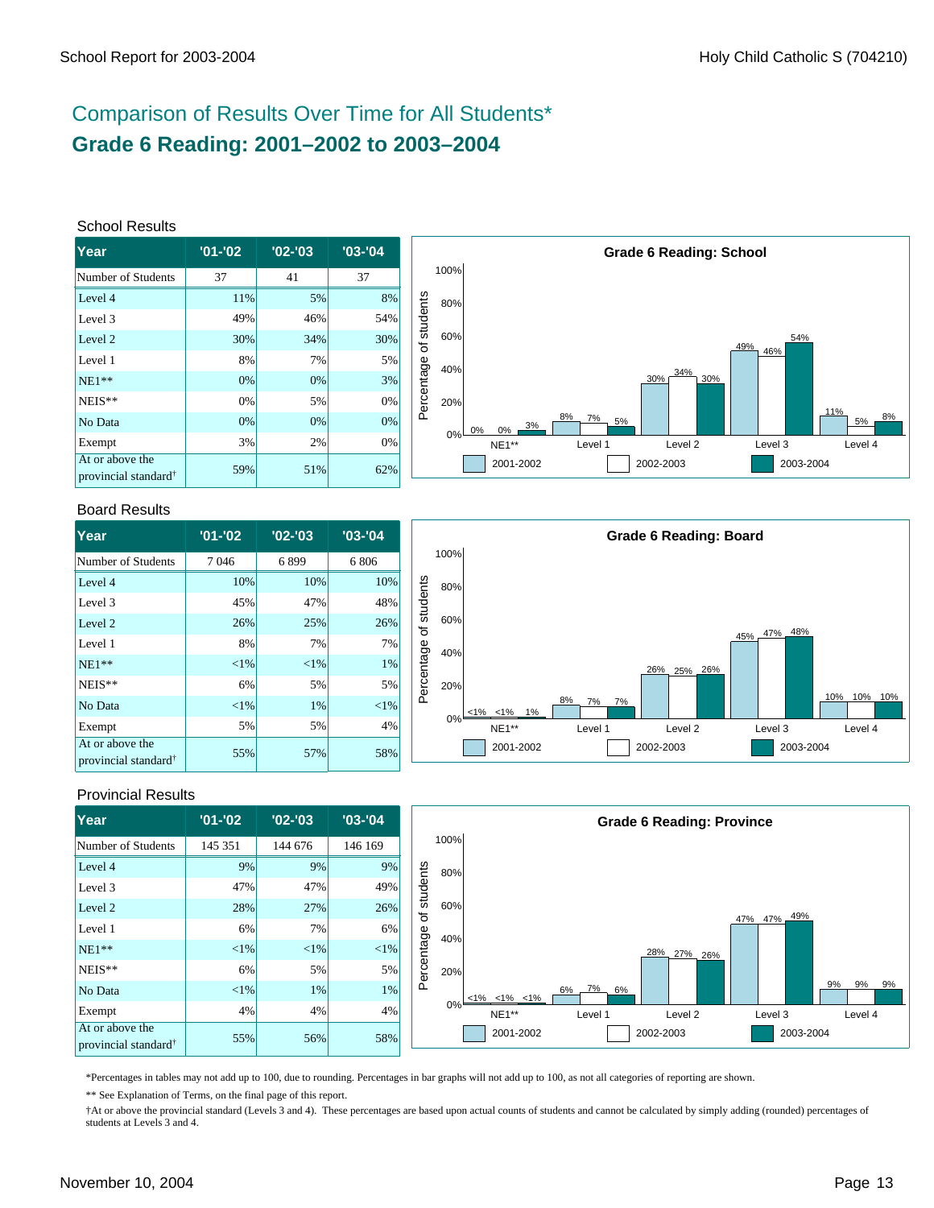## Comparison of Results Over Time for All Students*

# Grade 6 Reading: 2001–2002 to 2003–2004

### School Results

| Year | '01-'02 | '02-'03 | '03-'04 |
|---|---|---|---|
| Number of Students | 37 | 41 | 37 |
| Level 4 | 11% | 5% | 8% |
| Level 3 | 49% | 46% | 54% |
| Level 2 | 30% | 34% | 30% |
| Level 1 | 8% | 7% | 5% |
| NE1** | 0% | 0% | 3% |
| NEIS** | 0% | 5% | 0% |
| No Data | 0% | 0% | 0% |
| Exempt | 3% | 2% | 0% |
| At or above the provincial standard† | 59% | 51% | 62% |

**Grade 6 Reading: School**

| | NE1** | Level 1 | Level 2 | Level 3 | Level 4 |
|---|---|---|---|---|---|
| 2001-2002 | 0% | 8% | 30% | 49% | 11% |
| 2002-2003 | 0% | 7% | 34% | 46% | 5% |
| 2003-2004 | 3% | 5% | 30% | 54% | 8% |

### Board Results

| Year | '01-'02 | '02-'03 | '03-'04 |
|---|---|---|---|
| Number of Students | 7 046 | 6 899 | 6 806 |
| Level 4 | 10% | 10% | 10% |
| Level 3 | 45% | 47% | 48% |
| Level 2 | 26% | 25% | 26% |
| Level 1 | 8% | 7% | 7% |
| NE1** | <1% | <1% | 1% |
| NEIS** | 6% | 5% | 5% |
| No Data | <1% | 1% | <1% |
| Exempt | 5% | 5% | 4% |
| At or above the provincial standard† | 55% | 57% | 58% |

**Grade 6 Reading: Board**

| | NE1** | Level 1 | Level 2 | Level 3 | Level 4 |
|---|---|---|---|---|---|
| 2001-2002 | <1% | 8% | 26% | 45% | 10% |
| 2002-2003 | <1% | 7% | 25% | 47% | 10% |
| 2003-2004 | 1% | 7% | 26% | 48% | 10% |

### Provincial Results

| Year | '01-'02 | '02-'03 | '03-'04 |
|---|---|---|---|
| Number of Students | 145 351 | 144 676 | 146 169 |
| Level 4 | 9% | 9% | 9% |
| Level 3 | 47% | 47% | 49% |
| Level 2 | 28% | 27% | 26% |
| Level 1 | 6% | 7% | 6% |
| NE1** | <1% | <1% | <1% |
| NEIS** | 6% | 5% | 5% |
| No Data | <1% | 1% | 1% |
| Exempt | 4% | 4% | 4% |
| At or above the provincial standard† | 55% | 56% | 58% |

**Grade 6 Reading: Province**

| | NE1** | Level 1 | Level 2 | Level 3 | Level 4 |
|---|---|---|---|---|---|
| 2001-2002 | <1% | 6% | 28% | 47% | 9% |
| 2002-2003 | <1% | 7% | 27% | 47% | 9% |
| 2003-2004 | <1% | 6% | 26% | 49% | 9% |

*Percentages in tables may not add up to 100, due to rounding. Percentages in bar graphs will not add up to 100, as not all categories of reporting are shown.

** See Explanation of Terms, on the final page of this report.

†At or above the provincial standard (Levels 3 and 4). These percentages are based upon actual counts of students and cannot be calculated by simply adding (rounded) percentages of students at Levels 3 and 4.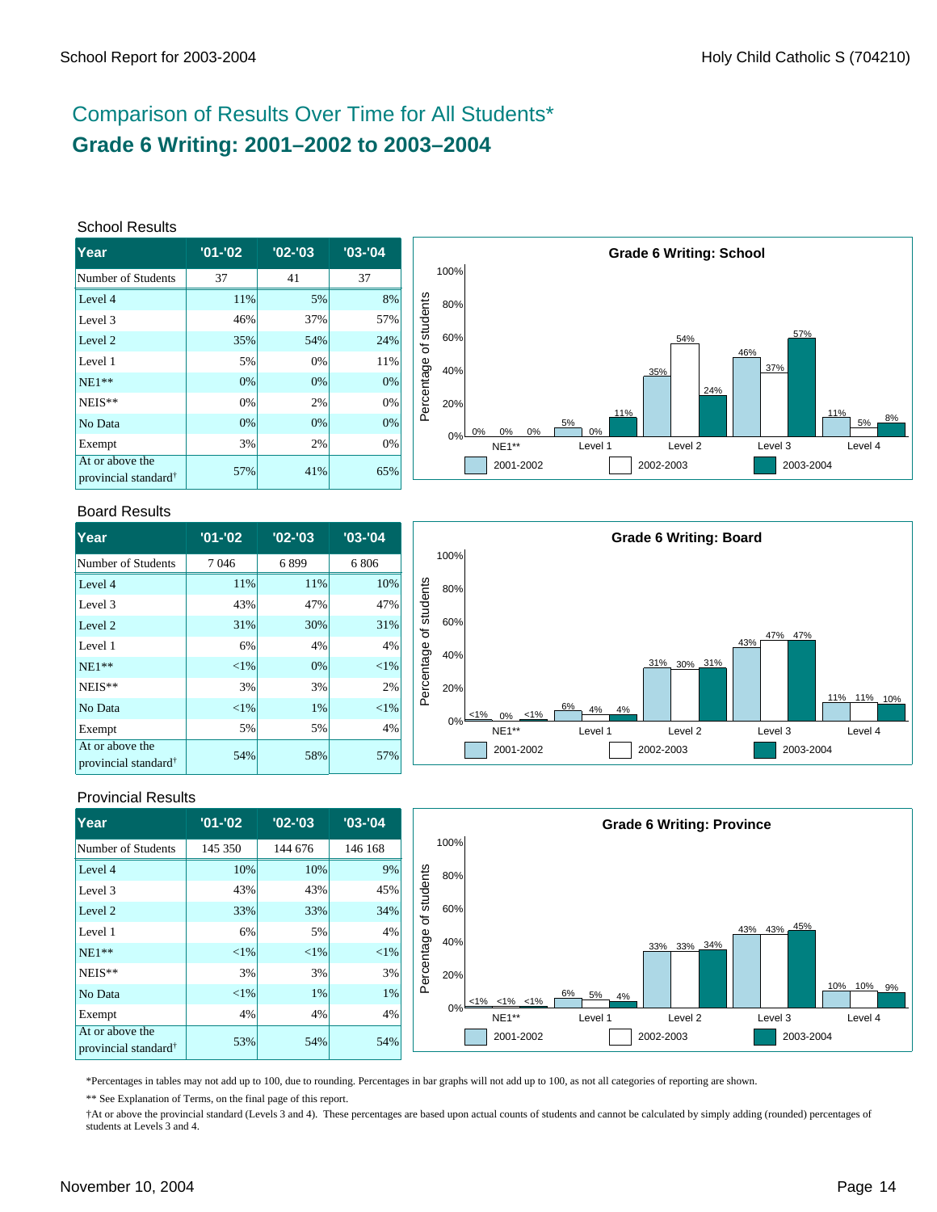# Comparison of Results Over Time for All Students*

## Grade 6 Writing: 2001–2002 to 2003–2004

### School Results

| Year | '01-'02 | '02-'03 | '03-'04 |
|---|---|---|---|
| Number of Students | 37 | 41 | 37 |
| Level 4 | 11% | 5% | 8% |
| Level 3 | 46% | 37% | 57% |
| Level 2 | 35% | 54% | 24% |
| Level 1 | 5% | 0% | 11% |
| NE1** | 0% | 0% | 0% |
| NEIS** | 0% | 2% | 0% |
| No Data | 0% | 0% | 0% |
| Exempt | 3% | 2% | 0% |
| At or above the provincial standard† | 57% | 41% | 65% |

**Grade 6 Writing: School**

| | NE1** | Level 1 | Level 2 | Level 3 | Level 4 |
|---|---|---|---|---|---|
| 2001-2002 | 0% | 5% | 35% | 46% | 11% |
| 2002-2003 | 0% | 0% | 54% | 37% | 5% |
| 2003-2004 | 0% | 11% | 24% | 57% | 8% |

### Board Results

| Year | '01-'02 | '02-'03 | '03-'04 |
|---|---|---|---|
| Number of Students | 7 046 | 6 899 | 6 806 |
| Level 4 | 11% | 11% | 10% |
| Level 3 | 43% | 47% | 47% |
| Level 2 | 31% | 30% | 31% |
| Level 1 | 6% | 4% | 4% |
| NE1** | <1% | 0% | <1% |
| NEIS** | 3% | 3% | 2% |
| No Data | <1% | 1% | <1% |
| Exempt | 5% | 5% | 4% |
| At or above the provincial standard† | 54% | 58% | 57% |

**Grade 6 Writing: Board**

| | NE1** | Level 1 | Level 2 | Level 3 | Level 4 |
|---|---|---|---|---|---|
| 2001-2002 | <1% | 6% | 31% | 43% | 11% |
| 2002-2003 | 0% | 4% | 30% | 47% | 11% |
| 2003-2004 | <1% | 4% | 31% | 47% | 10% |

### Provincial Results

| Year | '01-'02 | '02-'03 | '03-'04 |
|---|---|---|---|
| Number of Students | 145 350 | 144 676 | 146 168 |
| Level 4 | 10% | 10% | 9% |
| Level 3 | 43% | 43% | 45% |
| Level 2 | 33% | 33% | 34% |
| Level 1 | 6% | 5% | 4% |
| NE1** | <1% | <1% | <1% |
| NEIS** | 3% | 3% | 3% |
| No Data | <1% | 1% | 1% |
| Exempt | 4% | 4% | 4% |
| At or above the provincial standard† | 53% | 54% | 54% |

**Grade 6 Writing: Province**

| | NE1** | Level 1 | Level 2 | Level 3 | Level 4 |
|---|---|---|---|---|---|
| 2001-2002 | <1% | 6% | 33% | 43% | 10% |
| 2002-2003 | <1% | 5% | 33% | 43% | 10% |
| 2003-2004 | <1% | 4% | 34% | 45% | 9% |

*Percentages in tables may not add up to 100, due to rounding. Percentages in bar graphs will not add up to 100, as not all categories of reporting are shown.

** See Explanation of Terms, on the final page of this report.

†At or above the provincial standard (Levels 3 and 4). These percentages are based upon actual counts of students and cannot be calculated by simply adding (rounded) percentages of students at Levels 3 and 4.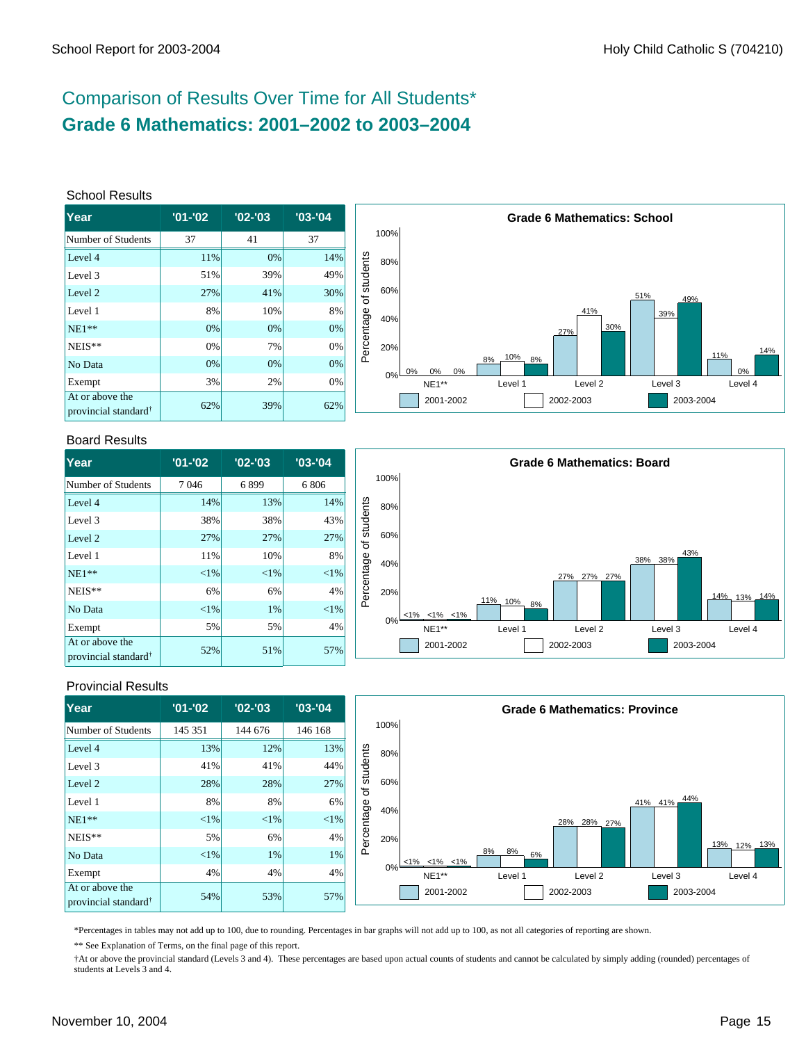# Comparison of Results Over Time for All Students*

## Grade 6 Mathematics: 2001–2002 to 2003–2004

### School Results

| Year | '01-'02 | '02-'03 | '03-'04 |
|---|---|---|---|
| Number of Students | 37 | 41 | 37 |
| Level 4 | 11% | 0% | 14% |
| Level 3 | 51% | 39% | 49% |
| Level 2 | 27% | 41% | 30% |
| Level 1 | 8% | 10% | 8% |
| NE1** | 0% | 0% | 0% |
| NEIS** | 0% | 7% | 0% |
| No Data | 0% | 0% | 0% |
| Exempt | 3% | 2% | 0% |
| At or above the provincial standard† | 62% | 39% | 62% |

**Grade 6 Mathematics: School**

| | NE1** | Level 1 | Level 2 | Level 3 | Level 4 |
|---|---|---|---|---|---|
| 2001-2002 | 0% | 8% | 27% | 51% | 11% |
| 2002-2003 | 0% | 10% | 41% | 39% | 0% |
| 2003-2004 | 0% | 8% | 30% | 49% | 14% |

### Board Results

| Year | '01-'02 | '02-'03 | '03-'04 |
|---|---|---|---|
| Number of Students | 7 046 | 6 899 | 6 806 |
| Level 4 | 14% | 13% | 14% |
| Level 3 | 38% | 38% | 43% |
| Level 2 | 27% | 27% | 27% |
| Level 1 | 11% | 10% | 8% |
| NE1** | <1% | <1% | <1% |
| NEIS** | 6% | 6% | 4% |
| No Data | <1% | 1% | <1% |
| Exempt | 5% | 5% | 4% |
| At or above the provincial standard† | 52% | 51% | 57% |

**Grade 6 Mathematics: Board**

| | NE1** | Level 1 | Level 2 | Level 3 | Level 4 |
|---|---|---|---|---|---|
| 2001-2002 | <1% | 11% | 27% | 38% | 14% |
| 2002-2003 | <1% | 10% | 27% | 38% | 13% |
| 2003-2004 | <1% | 8% | 27% | 43% | 14% |

### Provincial Results

| Year | '01-'02 | '02-'03 | '03-'04 |
|---|---|---|---|
| Number of Students | 145 351 | 144 676 | 146 168 |
| Level 4 | 13% | 12% | 13% |
| Level 3 | 41% | 41% | 44% |
| Level 2 | 28% | 28% | 27% |
| Level 1 | 8% | 8% | 6% |
| NE1** | <1% | <1% | <1% |
| NEIS** | 5% | 6% | 4% |
| No Data | <1% | 1% | 1% |
| Exempt | 4% | 4% | 4% |
| At or above the provincial standard† | 54% | 53% | 57% |

**Grade 6 Mathematics: Province**

| | NE1** | Level 1 | Level 2 | Level 3 | Level 4 |
|---|---|---|---|---|---|
| 2001-2002 | <1% | 8% | 28% | 41% | 13% |
| 2002-2003 | <1% | 8% | 28% | 41% | 12% |
| 2003-2004 | <1% | 6% | 27% | 44% | 13% |

*Percentages in tables may not add up to 100, due to rounding. Percentages in bar graphs will not add up to 100, as not all categories of reporting are shown.

** See Explanation of Terms, on the final page of this report.

†At or above the provincial standard (Levels 3 and 4). These percentages are based upon actual counts of students and cannot be calculated by simply adding (rounded) percentages of students at Levels 3 and 4.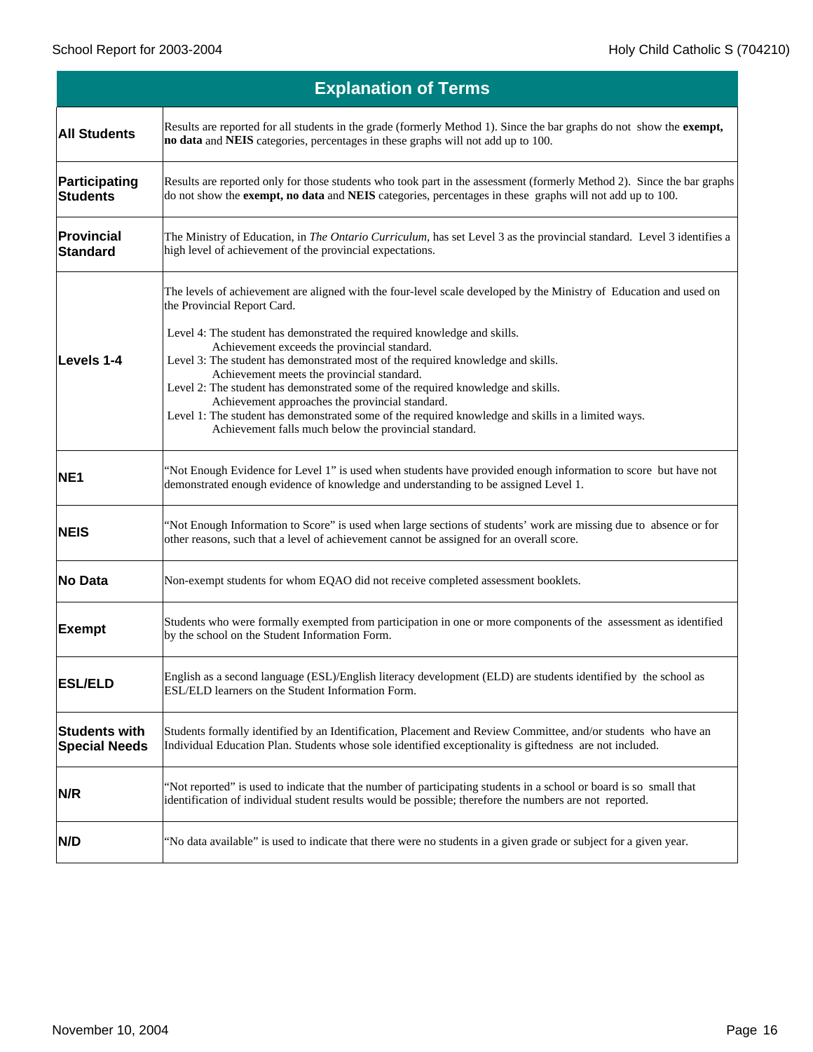## Explanation of Terms

| | |
|---|---|
| **All Students** | Results are reported for all students in the grade (formerly Method 1). Since the bar graphs do not show the **exempt, no data** and **NEIS** categories, percentages in these graphs will not add up to 100. |
| **Participating Students** | Results are reported only for those students who took part in the assessment (formerly Method 2). Since the bar graphs do not show the **exempt, no data** and **NEIS** categories, percentages in these graphs will not add up to 100. |
| **Provincial Standard** | The Ministry of Education, in *The Ontario Curriculum*, has set Level 3 as the provincial standard. Level 3 identifies a high level of achievement of the provincial expectations. |
| **Levels 1-4** | The levels of achievement are aligned with the four-level scale developed by the Ministry of Education and used on the Provincial Report Card.<br><br>Level 4: The student has demonstrated the required knowledge and skills. Achievement exceeds the provincial standard.<br>Level 3: The student has demonstrated most of the required knowledge and skills. Achievement meets the provincial standard.<br>Level 2: The student has demonstrated some of the required knowledge and skills. Achievement approaches the provincial standard.<br>Level 1: The student has demonstrated some of the required knowledge and skills in a limited ways. Achievement falls much below the provincial standard. |
| **NE1** | "Not Enough Evidence for Level 1" is used when students have provided enough information to score but have not demonstrated enough evidence of knowledge and understanding to be assigned Level 1. |
| **NEIS** | "Not Enough Information to Score" is used when large sections of students' work are missing due to absence or for other reasons, such that a level of achievement cannot be assigned for an overall score. |
| **No Data** | Non-exempt students for whom EQAO did not receive completed assessment booklets. |
| **Exempt** | Students who were formally exempted from participation in one or more components of the assessment as identified by the school on the Student Information Form. |
| **ESL/ELD** | English as a second language (ESL)/English literacy development (ELD) are students identified by the school as ESL/ELD learners on the Student Information Form. |
| **Students with Special Needs** | Students formally identified by an Identification, Placement and Review Committee, and/or students who have an Individual Education Plan. Students whose sole identified exceptionality is giftedness are not included. |
| **N/R** | "Not reported" is used to indicate that the number of participating students in a school or board is so small that identification of individual student results would be possible; therefore the numbers are not reported. |
| **N/D** | "No data available" is used to indicate that there were no students in a given grade or subject for a given year. |